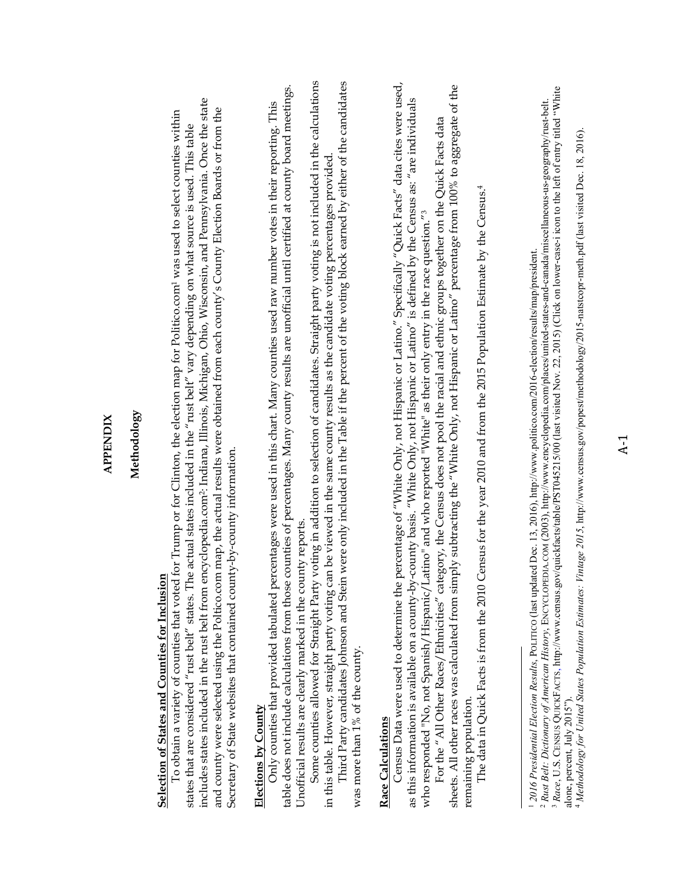# APPENDIX

## Methodology

**Selection of States and Counties for Inclusion**

To obtain a variety of counties that voted for Trump or for Clinton, the election map for Politico.com[1] was used to select counties within states that are considered "rust belt" states. The actual states included in the "rust belt" vary depending on what source is used. This table includes states included in the rust belt from encyclopedia.com[2]: Indiana, Illinois, Michigan, Ohio, Wisconsin, and Pennsylvania. Once the state and county were selected using the Politico.com map, the actual results were obtained from each county's County Election Boards or from the Secretary of State websites that contained county-by-county information.

**Elections by County**

Only counties that provided tabulated percentages were used in this chart. Many counties used raw number votes in their reporting. This table does not include calculations from those counties of percentages. Many county results are unofficial until certified at county board meetings. Unofficial results are clearly marked in the county reports.

Some counties allowed for Straight Party voting in addition to selection of candidates. Straight party voting is not included in the calculations in this table. However, straight party voting can be viewed in the same county results as the candidate voting percentages provided.

Third Party candidates Johnson and Stein were only included in the Table if the percent of the voting block earned by either of the candidates was more than 1% of the county.

**Race Calculations**

Census Data were used to determine the percentage of "White Only, not Hispanic or Latino." Specifically "Quick Facts" data cites were used, as this information is available on a county-by-county basis. "White Only, not Hispanic or Latino" is defined by the Census as: "are individuals who responded "No, not Spanish/Hispanic/Latino" and who reported "White" as their only entry in the race question."[3]

For the "All Other Races/Ethnicities" category, the Census does not pool the racial and ethnic groups together on the Quick Facts data sheets. All other races was calculated from simply subtracting the "White Only, not Hispanic or Latino" percentage from 100% to aggregate of the remaining population.

The data in Quick Facts is from the 2010 Census for the year 2010 and from the 2015 Population Estimate by the Census.[4]

---

[1] *2016 Presidential Election Results*, POLITICO (last updated Dec. 13, 2016), http://www.politico.com/2016-election/results/map/president.

[2] *Rust Belt: Dictionary of American History*, ENCYCLOPEDIA.COM (2003), http://www.encyclopedia.com/places/united-states-and-canada/miscellaneous-us-geography/rust-belt.

[3] *Race*, U.S. CENSUS QUICKFACTS, http://www.census.gov/quickfacts/table/PST045215/00 (last visited Nov. 22, 2015) (Click on lower-case-i icon to the left of entry titled "White alone, percent, July 2015").

[4] *Methodology for United States Population Estimates: Vintage 2015*, http://www.census.gov/popest/methodology/2015-natstcopr-meth.pdf (last visited Dec. 18, 2016).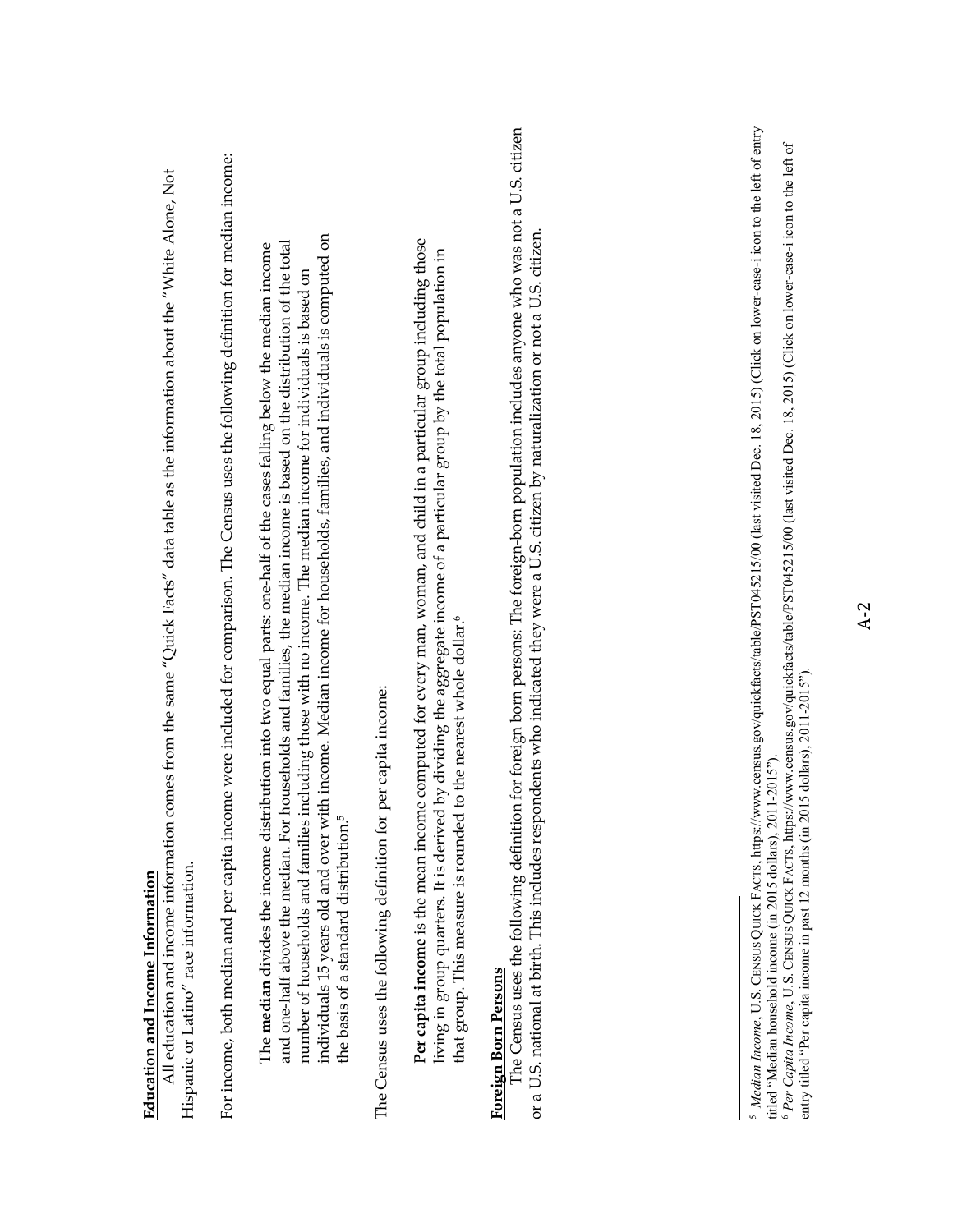**Education and Income Information**

All education and income information comes from the same "Quick Facts" data table as the information about the "White Alone, Not Hispanic or Latino" race information.

For income, both median and per capita income were included for comparison. The Census uses the following definition for median income:

> The **median** divides the income distribution into two equal parts: one-half of the cases falling below the median income and one-half above the median. For households and families, the median income is based on the distribution of the total number of households and families including those with no income. The median income for individuals is based on individuals 15 years old and over with income. Median income for households, families, and individuals is computed on the basis of a standard distribution.[5]

The Census uses the following definition for per capita income:

> **Per capita income** is the mean income computed for every man, woman, and child in a particular group including those living in group quarters. It is derived by dividing the aggregate income of a particular group by the total population in that group. This measure is rounded to the nearest whole dollar.[6]

**Foreign Born Persons**

The Census uses the following definition for foreign born persons: The foreign-born population includes anyone who was not a U.S. citizen or a U.S. national at birth. This includes respondents who indicated they were a U.S. citizen by naturalization or not a U.S. citizen.

---

[5] *Median Income*, U.S. CENSUS QUICK FACTS, https://www.census.gov/quickfacts/table/PST045215/00 (last visited Dec. 18, 2015) (Click on lower-case-i icon to the left of entry titled "Median household income (in 2015 dollars), 2011-2015").

[6] *Per Capita Income*, U.S. CENSUS QUICK FACTS, https://www.census.gov/quickfacts/table/PST045215/00 (last visited Dec. 18, 2015) (Click on lower-case-i icon to the left of entry titled "Per capita income in past 12 months (in 2015 dollars), 2011-2015").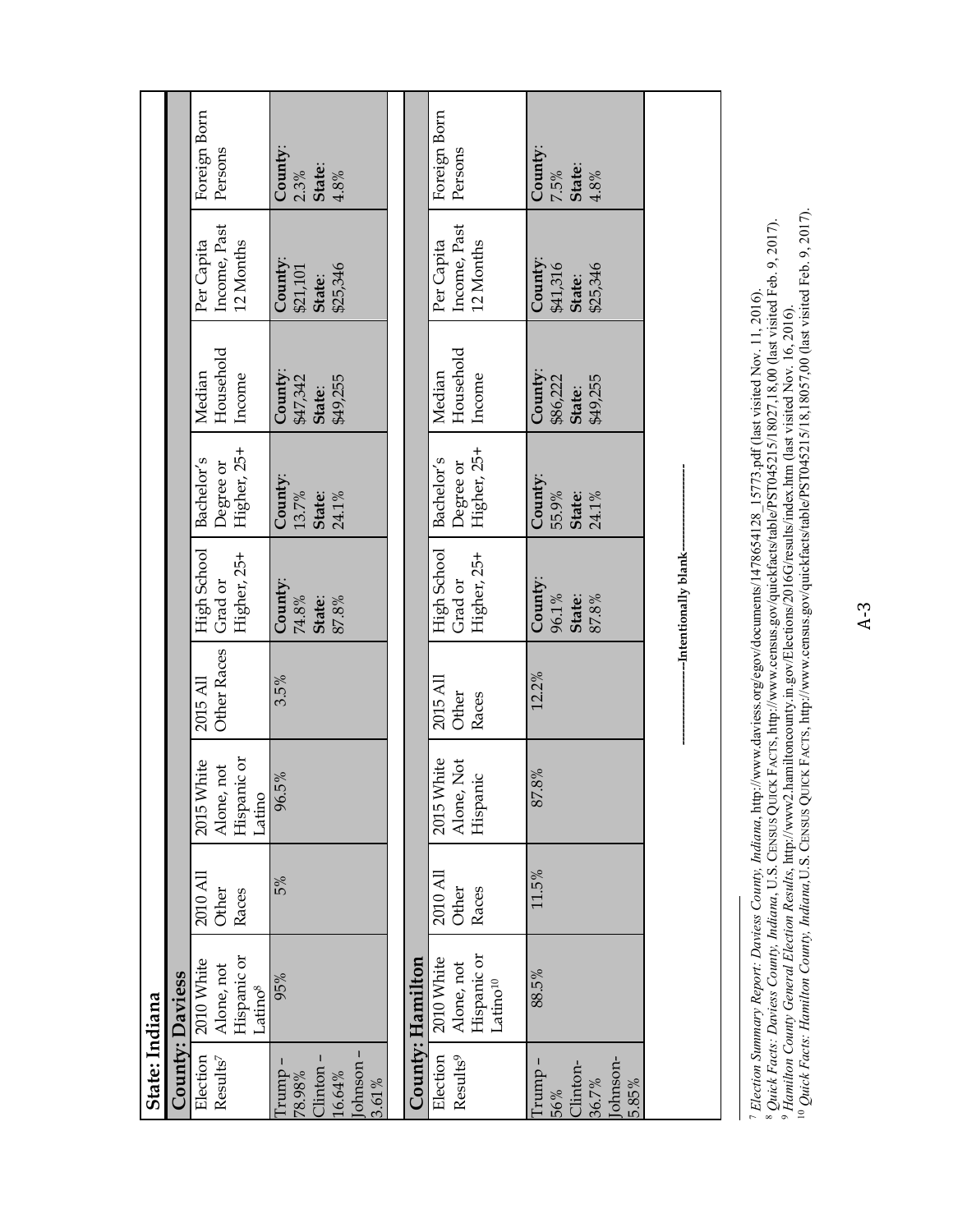## State: Indiana

### County: Daviess

| Election Results[7] | 2010 White Alone, not Hispanic or Latino[8] | 2010 All Other Races | 2015 White Alone, not Hispanic or Latino | 2015 All Other Races | High School Grad or Higher, 25+ | Bachelor's Degree or Higher, 25+ | Median Household Income | Per Capita Income, Past 12 Months | Foreign Born Persons |
|---|---|---|---|---|---|---|---|---|---|
| Trump – 78.98% Clinton – 16.64% Johnson – 3.61% | 95% | 5% | 96.5% | 3.5% | **County**: 74.8% **State**: 87.8% | **County**: 13.7% **State**: 24.1% | **County**: $47,342 **State**: $49,255 | **County**: $21,101 **State**: $25,346 | **County**: 2.3% **State**: 4.8% |

### County: Hamilton

| Election Results[9] | 2010 White Alone, not Hispanic or Latino[10] | 2010 All Other Races | 2015 White Alone, Not Hispanic | 2015 All Other Races | High School Grad or Higher, 25+ | Bachelor's Degree or Higher, 25+ | Median Household Income | Per Capita Income, Past 12 Months | Foreign Born Persons |
|---|---|---|---|---|---|---|---|---|---|
| Trump – 56% Clinton- 36.7% Johnson- 5.85% | 88.5% | 11.5% | 87.8% | 12.2% | **County**: 96.1% **State**: 87.8% | **County**: 55.9% **State**: 24.1% | **County**: $86,222 **State**: $49,255 | **County**: $41,316 **State**: $25,346 | **County**: 7.5% **State**: 4.8% |

---------------Intentionally blank---------------

[7] *Election Summary Report: Daviess County, Indiana*, http://www.daviess.org/egov/documents/1478654128_15773.pdf (last visited Nov. 11, 2016).
[8] *Quick Facts: Daviess County, Indiana*, U.S. CENSUS QUICK FACTS, http://www.census.gov/quickfacts/table/PST045215/18027,18,00 (last visited Feb. 9, 2017).
[9] *Hamilton County General Election Results*, http://www2.hamiltoncounty.in.gov/Elections/2016G/results/index.htm (last visited Nov. 16, 2016).
[10] *Quick Facts: Hamilton County, Indiana*, U.S. CENSUS QUICK FACTS, http://www.census.gov/quickfacts/table/PST045215/18,18057,00 (last visited Feb. 9, 2017).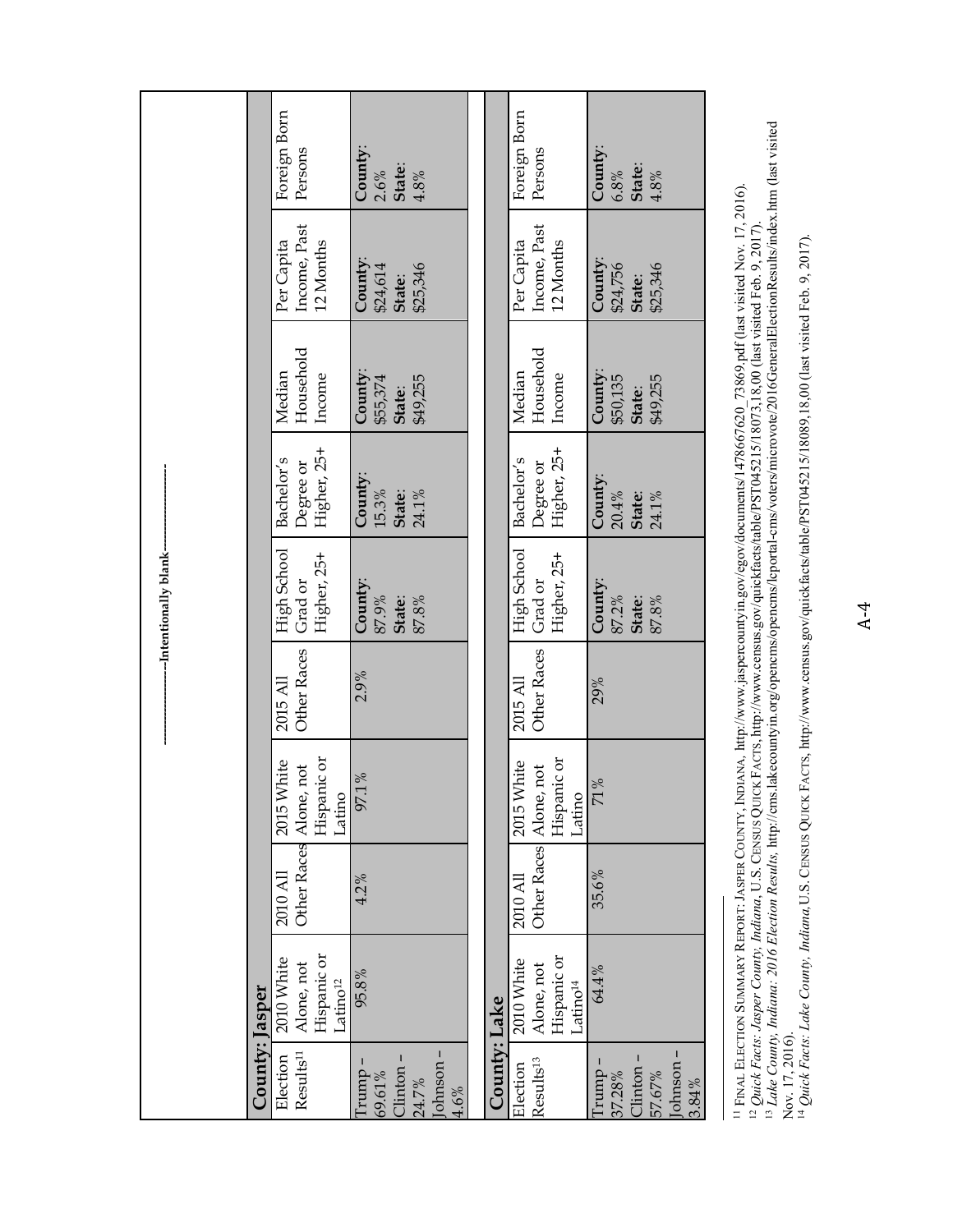-----------------Intentionally blank-----------------

**County: Jasper**

| Election Results[11] | 2010 White Alone, not Hispanic or Latino[12] | 2010 All Other Races | 2015 White Alone, not Hispanic or Latino | 2015 All Other Races | High School Grad or Higher, 25+ | Bachelor's Degree or Higher, 25+ | Median Household Income | Per Capita Income, Past 12 Months | Foreign Born Persons |
|---|---|---|---|---|---|---|---|---|---|
| Trump – 69.61% Clinton – 24.7% Johnson – 4.6% | 95.8% | 4.2% | 97.1% | 2.9% | **County**: 87.9% **State**: 87.8% | **County**: 15.3% **State**: 24.1% | **County**: $55,374 **State**: $49,255 | **County**: $24,614 **State**: $25,346 | **County**: 2.6% **State**: 4.8% |

**County: Lake**

| Election Results[13] | 2010 White Alone, not Hispanic or Latino[14] | 2010 All Other Races | 2015 White Alone, not Hispanic or Latino | 2015 All Other Races | High School Grad or Higher, 25+ | Bachelor's Degree or Higher, 25+ | Median Household Income | Per Capita Income, Past 12 Months | Foreign Born Persons |
|---|---|---|---|---|---|---|---|---|---|
| Trump – 37.28% Clinton – 57.67% Johnson – 3.84% | 64.4% | 35.6% | 71% | 29% | **County**: 87.2% **State**: 87.8% | **County**: 20.4% **State**: 24.1% | **County**: $50,135 **State**: $49,255 | **County**: $24,756 **State**: $25,346 | **County**: 6.8% **State**: 4.8% |

---

[11] Final Election Summary Report: Jasper County, Indiana, http://www.jaspercountyin.gov/egov/documents/1478667620_73869.pdf (last visited Nov. 17, 2016).

[12] *Quick Facts: Jasper County, Indiana*, U.S. Census Quick Facts, http://www.census.gov/quickfacts/table/PST045215/18073,18,00 (last visited Feb. 9, 2017).

[13] *Lake County, Indiana: 2016 Election Results*, http://cms.lakecountyin.org/opencms/opencms/lcportal-cms/voters/microvote/2016GeneralElectionResults/index.htm (last visited Nov. 17, 2016).

[14] *Quick Facts: Lake County, Indiana*, U.S. Census Quick Facts, http://www.census.gov/quickfacts/table/PST045215/18089,18,00 (last visited Feb. 9, 2017).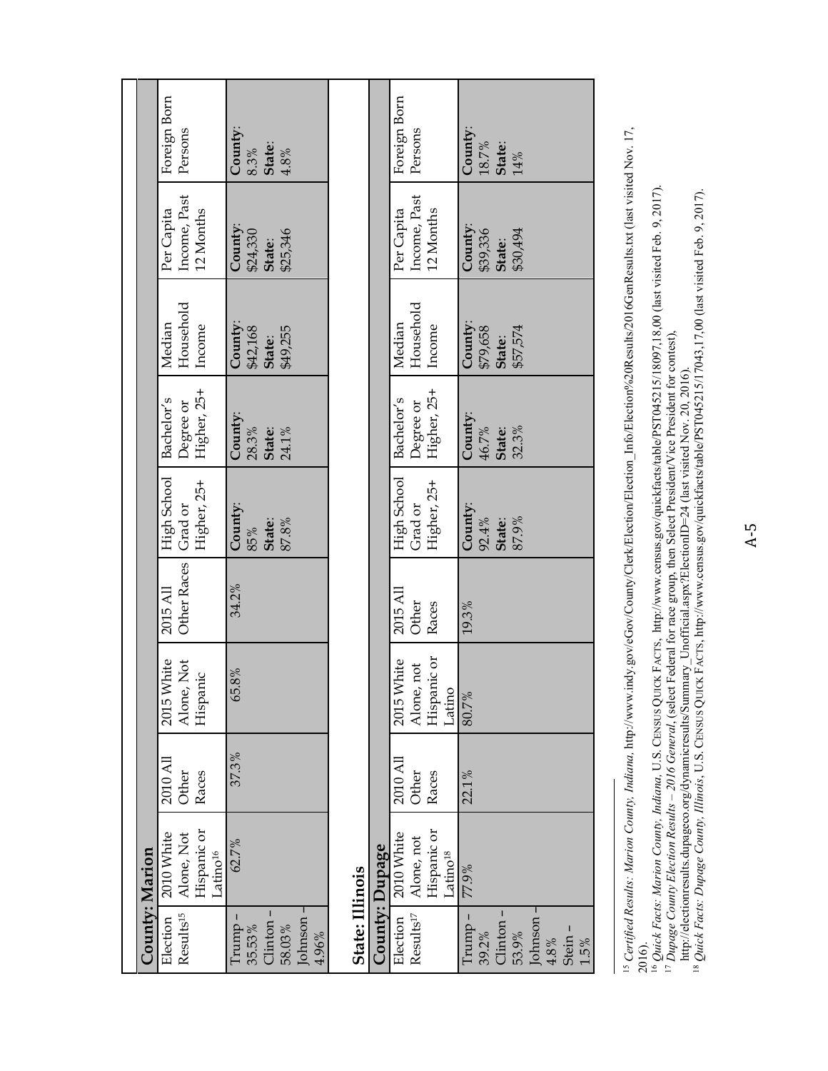| County: Marion | | | | | | | | | |
|---|---|---|---|---|---|---|---|---|---|
| Election Results[15] | 2010 White Alone, Not Hispanic or Latino[16] | 2010 All Other Races | 2015 White Alone, Not Hispanic | 2015 All Other Races | High School Grad or Higher, 25+ | Bachelor's Degree or Higher, 25+ | Median Household Income | Per Capita Income, Past 12 Months | Foreign Born Persons |
| Trump – 35.53% Clinton – 58.03% Johnson – 4.96% | 62.7% | 37.3% | 65.8% | 34.2% | **County**: 85% **State**: 87.8% | **County**: 28.3% **State**: 24.1% | **County**: $42,168 **State**: $49,255 | **County**: $24,330 **State**: $25,346 | **County**: 8.3% **State**: 4.8% |

**State: Illinois**

| County: Dupage | | | | | | | | | |
|---|---|---|---|---|---|---|---|---|---|
| Election Results[17] | 2010 White Alone, not Hispanic or Latino[18] | 2010 All Other Races | 2015 White Alone, not Hispanic or Latino | 2015 All Other Races | High School Grad or Higher, 25+ | Bachelor's Degree or Higher, 25+ | Median Household Income | Per Capita Income, Past 12 Months | Foreign Born Persons |
| Trump – 39.2% Clinton – 53.9% Johnson – 4.8% Stein – 1.5% | 77.9% | 22.1% | 80.7% | 19.3% | **County**: 92.4% **State**: 87.9% | **County**: 46.7% **State**: 32.3% | **County**: $79,658 **State**: $57,574 | **County**: $39,336 **State**: $30,494 | **County**: 18.7% **State**: 14% |

---

[15] *Certified Results: Marion County, Indiana*, http://www.indy.gov/eGov/County/Clerk/Election/Election_Info/Election%20Results/2016GenResults.txt (last visited Nov. 17, 2016).

[16] *Quick Facts: Marion County, Indiana*, U.S. CENSUS QUICK FACTS, http://www.census.gov/quickfacts/table/PST045215/18097,18,00 (last visited Feb. 9, 2017).

[17] *Dupage County Election Results – 2016 General*, (select Federal for race group, then Select President/Vice President for contest), http://electionresults.dupageco.org/dynamicresults/Summary_Unofficial.aspx?ElectionID=24 (last visited Nov. 20, 2016).

[18] *Quick Facts: Dupage County, Illinois*, U.S. CENSUS QUICK FACTS, http://www.census.gov/quickfacts/table/PST045215/17043,17,00 (last visited Feb. 9, 2017).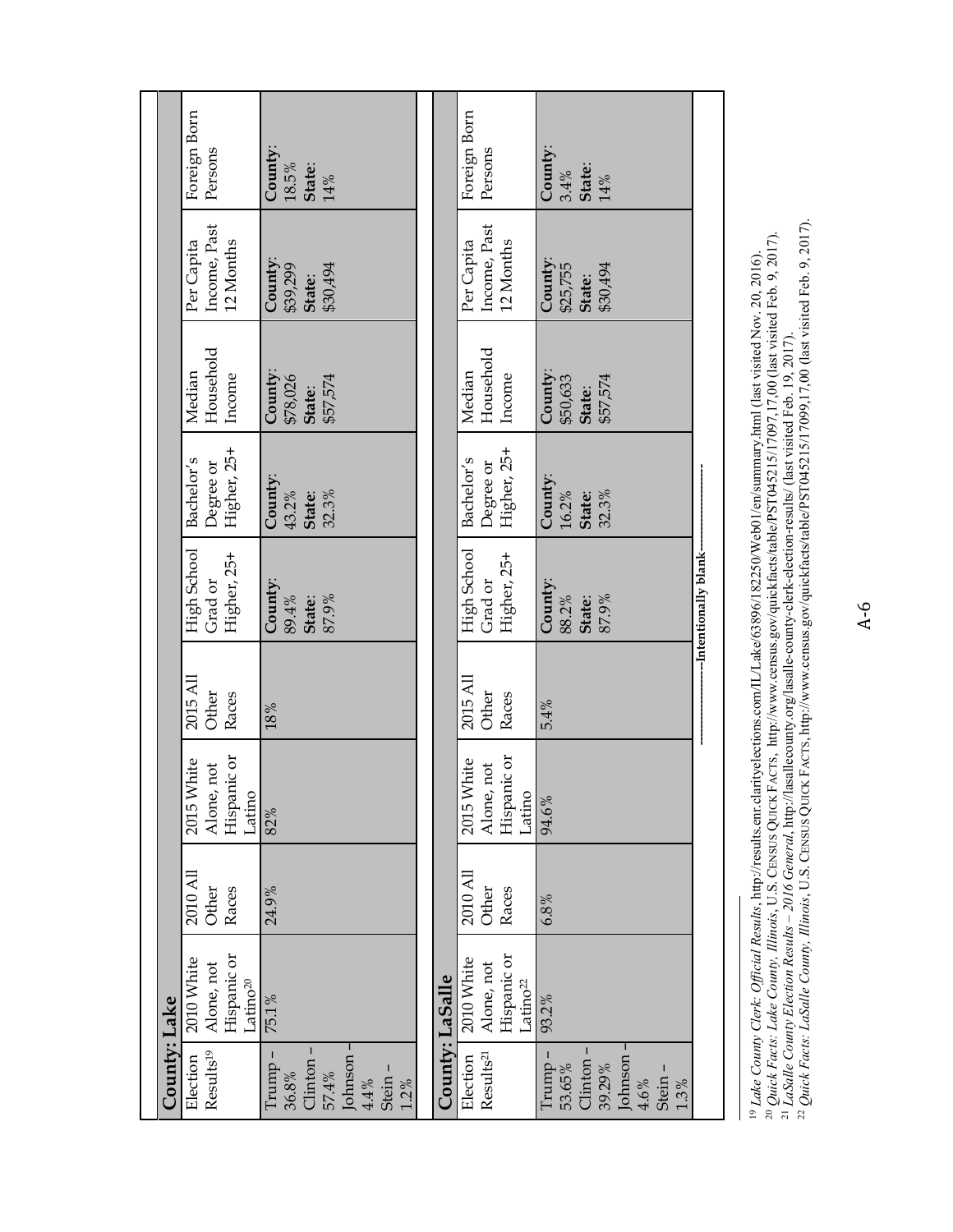| **County: Lake** | | | | | | | | | |
|---|---|---|---|---|---|---|---|---|---|
| Election Results[19] | 2010 White Alone, not Hispanic or Latino[20] | 2010 All Other Races | 2015 White Alone, not Hispanic or Latino | 2015 All Other Races | High School Grad or Higher, 25+ | Bachelor's Degree or Higher, 25+ | Median Household Income | Per Capita Income, Past 12 Months | Foreign Born Persons |
| Trump – 36.8% Clinton – 57.4% Johnson – 4.4% Stein – 1.2% | 75.1% | 24.9% | 82% | 18% | **County**: 89.4% **State**: 87.9% | **County**: 43.2% **State**: 32.3% | **County**: $78,026 **State**: $57,574 | **County**: $39,299 **State**: $30,494 | **County**: 18.5% **State**: 14% |

| **County: LaSalle** | | | | | | | | | |
|---|---|---|---|---|---|---|---|---|---|
| Election Results[21] | 2010 White Alone, not Hispanic or Latino[22] | 2010 All Other Races | 2015 White Alone, not Hispanic or Latino | 2015 All Other Races | High School Grad or Higher, 25+ | Bachelor's Degree or Higher, 25+ | Median Household Income | Per Capita Income, Past 12 Months | Foreign Born Persons |
| Trump – 53.65% Clinton – 39.29% Johnson – 4.6% Stein – 1.3% | 93.2% | 6.8% | 94.6% | 5.4% | **County**: 88.2% **State**: 87.9% | **County**: 16.2% **State**: 32.3% | **County**: $50,633 **State**: $57,574 | **County**: $25,755 **State**: $30,494 | **County**: 3.4% **State**: 14% |

------------------------Intentionally blank------------------------

[19] *Lake County Clerk: Official Results*, http://results.enr.clarityelections.com/IL/Lake/63896/182250/Web01/en/summary.html (last visited Nov. 20, 2016).

[20] *Quick Facts: Lake County, Illinois*, U.S. Census Quick Facts, http://www.census.gov/quickfacts/table/PST045215/17097,17,00 (last visited Feb. 9, 2017).

[21] *LaSalle County Election Results – 2016 General*, http://lasallecounty.org/lasalle-county-clerk-election-results/ (last visited Feb. 19, 2017).

[22] *Quick Facts: LaSalle County, Illinois*, U.S. Census Quick Facts, http://www.census.gov/quickfacts/table/PST045215/17099,17,00 (last visited Feb. 9, 2017).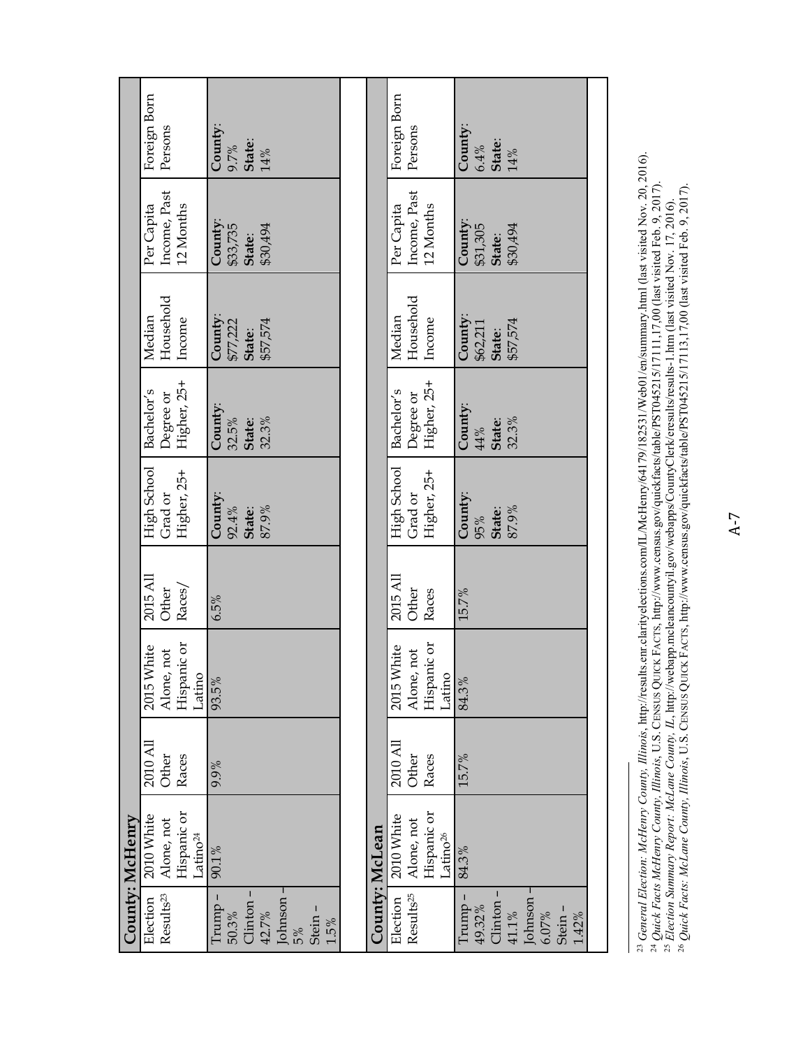**County: McHenry**

| Election Results[23] | 2010 White Alone, not Hispanic or Latino[24] | 2010 All Other Races | 2015 White Alone, not Hispanic or Latino | 2015 All Other Races/ | High School Grad or Higher, 25+ | Bachelor's Degree or Higher, 25+ | Median Household Income | Per Capita Income, Past 12 Months | Foreign Born Persons |
|---|---|---|---|---|---|---|---|---|---|
| Trump – 50.3% Clinton – 42.7% Johnson – 5% Stein – 1.5% | 90.1% | 9.9% | 93.5% | 6.5% | **County**: 92.4% **State**: 87.9% | **County**: 32.5% **State**: 32.3% | **County**: $77,222 **State**: $57,574 | **County**: $33,735 **State**: $30,494 | **County**: 9.7% **State**: 14% |

**County: McLean**

| Election Results[25] | 2010 White Alone, not Hispanic or Latino[26] | 2010 All Other Races | 2015 White Alone, not Hispanic or Latino | 2015 All Other Races | High School Grad or Higher, 25+ | Bachelor's Degree or Higher, 25+ | Median Household Income | Per Capita Income, Past 12 Months | Foreign Born Persons |
|---|---|---|---|---|---|---|---|---|---|
| Trump – 49.32% Clinton – 41.1% Johnson – 6.07% Stein – 1.42% | 84.3% | 15.7% | 84.3% | 15.7% | **County**: 95% **State**: 87.9% | **County**: 44% **State**: 32.3% | **County**: $62,211 **State**: $57,574 | **County**: $31,305 **State**: $30,494 | **County**: 6.4% **State**: 14% |

[23] *General Election: McHenry County, Illinois*, http://results.enr.clarityelections.com/IL/McHenry/64179/182531/Web01/en/summary.html (last visited Nov. 20, 2016).
[24] *Quick Facts McHenry County, Illinois*, U.S. Census Quick Facts, http://www.census.gov/quickfacts/table/PST045215/17111,17,00 (last visited Feb. 9, 2017).
[25] *Election Summary Report: McLane County, IL*, http://webapp.mcleancountyil.gov/webapps/CountyClerk/eresults/results-1.htm (last visited Nov. 17, 2016).
[26] *Quick Facts: McLane County, Illinois*, U.S. Census Quick Facts, http://www.census.gov/quickfacts/table/PST045215/17113,17,00 (last visited Feb. 9, 2017).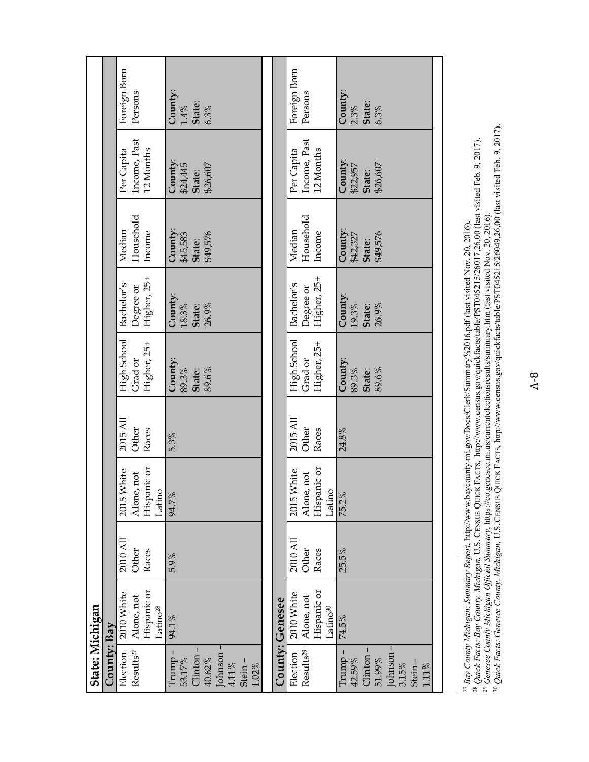**State: Michigan**

**County: Bay**

| Election Results[27] | 2010 White Alone, not Hispanic or Latino[28] | 2010 All Other Races | 2015 White Alone, not Hispanic or Latino | 2015 All Other Races | High School Grad or Higher, 25+ | Bachelor's Degree or Higher, 25+ | Median Household Income | Per Capita Income, Past 12 Months | Foreign Born Persons |
|---|---|---|---|---|---|---|---|---|---|
| Trump – 53.17% Clinton – 40.62% Johnson – 4.11% Stein – 1.02% | 94.1% | 5.9% | 94.7% | 5.3% | **County**: 89.3% **State**: 89.6% | **County**: 18.3% **State**: 26.9% | **County**: $45,583 **State**: $49,576 | **County**: $24,445 **State**: $26,607 | **County**: 1.4% **State**: 6.3% |

**County: Genesee**

| Election Results[29] | 2010 White Alone, not Hispanic or Latino[30] | 2010 All Other Races | 2015 White Alone, not Hispanic or Latino | 2015 All Other Races | High School Grad or Higher, 25+ | Bachelor's Degree or Higher, 25+ | Median Household Income | Per Capita Income, Past 12 Months | Foreign Born Persons |
|---|---|---|---|---|---|---|---|---|---|
| Trump – 42.59% Clinton – 51.99% Johnson – 3.15% Stein – 1.11% | 74.5% | 25.5% | 75.2% | 24.8% | **County**: 89.3% **State**: 89.6% | **County**: 19.3% **State**: 26.9% | **County**: $42,327 **State**: $49,576 | **County**: $22,957 **State**: $26,607 | **County**: 2.3% **State**: 6.3% |

---

[27] *Bay County Michigan: Summary Report*, http://www.baycounty-mi.gov/Docs/Clerk/Summary%2016.pdf (last visited Nov. 20, 2016).

[28] *Quick Facts: Bay County, Michigan*, U.S. Census Quick Facts, http://www.census.gov/quickfacts/table/PST045215/26017,26,00 (last visited Feb. 9, 2017).

[29] *Genesee County Michigan Official Summary*, https://co.genesee.mi.us/currentelectionsresults/summary.htm (last visited Nov. 20, 2016).

[30] *Quick Facts: Genesee County, Michigan*, U.S. Census Quick Facts, http://www.census.gov/quickfacts/table/PST045215/26049,26,00 (last visited Feb. 9, 2017).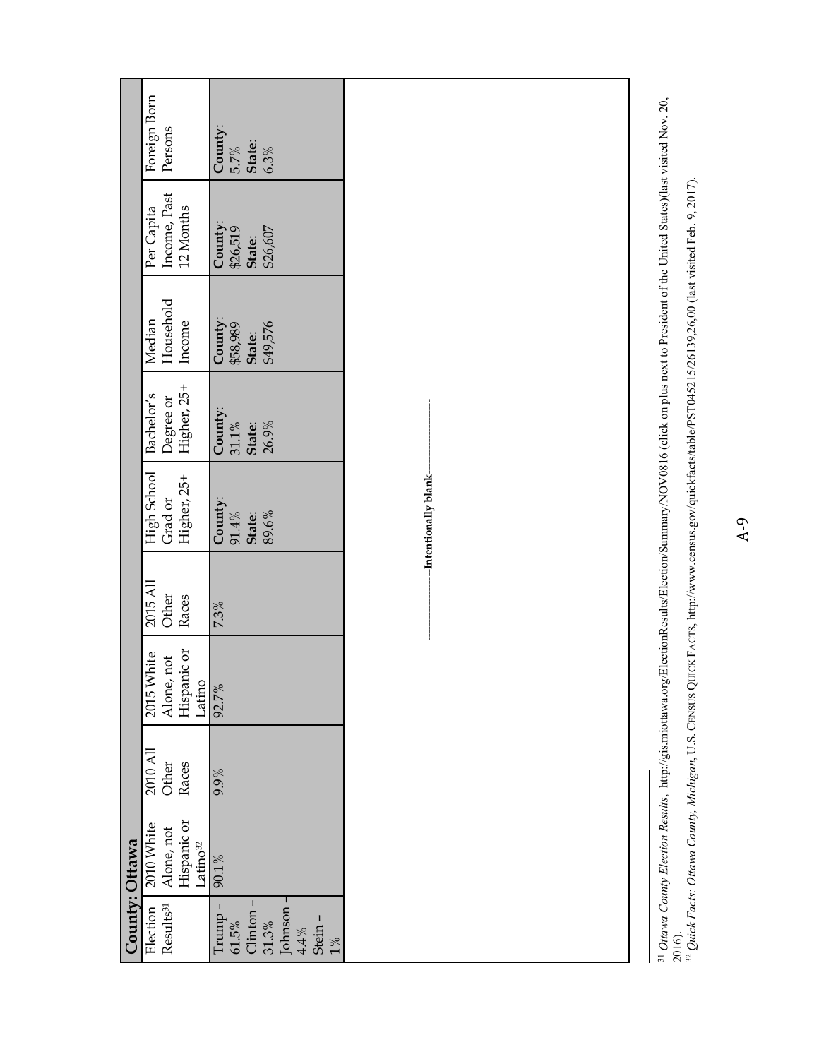| County: Ottawa | | | | | | | | | |
|---|---|---|---|---|---|---|---|---|---|
| Election Results[31] | 2010 White Alone, not Hispanic or Latino[32] | 2010 All Other Races | 2015 White Alone, not Hispanic or Latino | 2015 All Other Races | High School Grad or Higher, 25+ | Bachelor's Degree or Higher, 25+ | Median Household Income | Per Capita Income, Past 12 Months | Foreign Born Persons |
| Trump – 61.5% Clinton – 31.3% Johnson – 4.4% Stein – 1% | 90.1% | 9.9% | 92.7% | 7.3% | **County**: 91.4% **State**: 89.6% | **County**: 31.1% **State**: 26.9% | **County**: $58,989 **State**: $49,576 | **County**: $26,519 **State**: $26,607 | **County**: 5.7% **State**: 6.3% |

---------------------Intentionally blank---------------------

[31] *Ottawa County Election Results*, http://gis.miottawa.org/ElectionResults/Election/Summary/NOV0816 (click on plus next to President of the United States)(last visited Nov. 20, 2016).

[32] *Quick Facts: Ottawa County, Michigan*, U.S. CENSUS QUICK FACTS, http://www.census.gov/quickfacts/table/PST045215/26139,26,00 (last visited Feb. 9, 2017).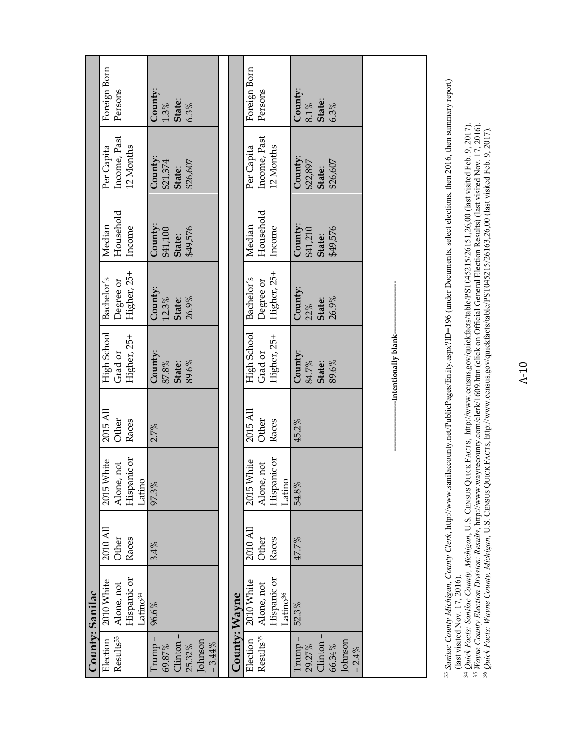| County: Sanilac | | | | | | | | | |
|---|---|---|---|---|---|---|---|---|---|
| Election Results[33] | 2010 White Alone, not Hispanic or Latino[34] | 2010 All Other Races | 2015 White Alone, not Hispanic or Latino | 2015 All Other Races | High School Grad or Higher, 25+ | Bachelor's Degree or Higher, 25+ | Median Household Income | Per Capita Income, Past 12 Months | Foreign Born Persons |
| Trump – 69.87% Clinton – 25.32% Johnson – 3.44% | 96.6% | 3.4% | 97.3% | 2.7% | **County**: 87.8% **State**: 89.6% | **County**: 12.3% **State**: 26.9% | **County**: $41,100 **State**: $49,576 | **County**: $21,374 **State**: $26,607 | **County**: 1.3% **State**: 6.3% |

| County: Wayne | | | | | | | | | |
|---|---|---|---|---|---|---|---|---|---|
| Election Results[35] | 2010 White Alone, not Hispanic or Latino[36] | 2010 All Other Races | 2015 White Alone, not Hispanic or Latino | 2015 All Other Races | High School Grad or Higher, 25+ | Bachelor's Degree or Higher, 25+ | Median Household Income | Per Capita Income, Past 12 Months | Foreign Born Persons |
| Trump – 29.27% Clinton – 66.34% Johnson – 2.4% | 52.3% | 47.7% | 54.8% | 45.2% | **County**: 84.7% **State**: 89.6% | **County**: 22% **State**: 26.9% | **County**: $41,210 **State**: $49,576 | **County**: $22,897 **State**: $26,607 | **County**: 8.1% **State**: 6.3% |

-------------------Intentionally blank-------------------

[33] *Sanilac County Michigan, County Clerk*, http://www.sanilaccounty.net/PublicPages/Entity.aspx?ID=196 (under Documents, select elections, then 2016, then summary report) (last visited Nov. 17, 2016).

[34] *Quick Facts: Sanilac County, Michigan*, U.S. Census Quick Facts, http://www.census.gov/quickfacts/table/PST045215/26151,26,00 (last visited Feb. 9, 2017).

[35] *Wayne County Election Division: Results*, http://www.waynecounty.com/clerk/1609.htm (click on Official General Election Results) (last visited Nov. 17, 2016).

[36] *Quick Facts: Wayne County, Michigan*, U.S. Census Quick Facts, http://www.census.gov/quickfacts/table/PST045215/26163,26,00 (last visited Feb. 9, 2017).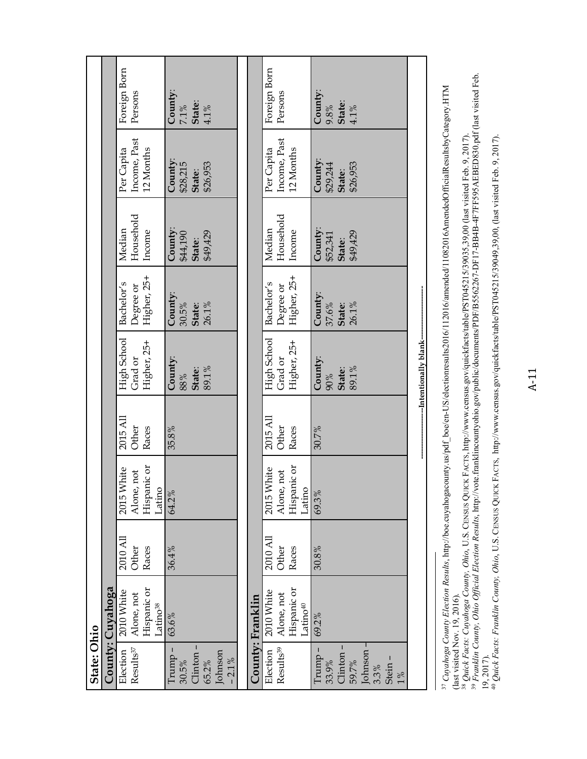**State: Ohio**

**County: Cuyahoga**

| Election Results[37] | 2010 White Alone, not Hispanic or Latino[38] | 2010 All Other Races | 2015 White Alone, not Hispanic or Latino | 2015 All Other Races | High School Grad or Higher, 25+ | Bachelor's Degree or Higher, 25+ | Median Household Income | Per Capita Income, Past 12 Months | Foreign Born Persons |
|---|---|---|---|---|---|---|---|---|---|
| Trump – 30.5% Clinton – 65.2% Johnson – 2.1% | 63.6% | 36.4% | 64.2% | 35.8% | **County**: 88% **State**: 89.1% | **County**: 30.5% **State**: 26.1% | **County**: $44,190 **State**: $49,429 | **County**: $28,215 **State**: $26,953 | **County**: 7.1% **State**: 4.1% |

**County: Franklin**

| Election Results[39] | 2010 White Alone, not Hispanic or Latino[40] | 2010 All Other Races | 2015 White Alone, not Hispanic or Latino | 2015 All Other Races | High School Grad or Higher, 25+ | Bachelor's Degree or Higher, 25+ | Median Household Income | Per Capita Income, Past 12 Months | Foreign Born Persons |
|---|---|---|---|---|---|---|---|---|---|
| Trump – 33.9% Clinton – 59.7% Johnson – 3.3% Stein – 1% | 69.2% | 30.8% | 69.3% | 30.7% | **County**: 90% **State**: 89.1% | **County**: 37.6% **State**: 26.1% | **County**: $52,341 **State**: $49,429 | **County**: $29,244 **State**: $26,953 | **County**: 9.8% **State**: 4.1% |

------------------Intentionally blank------------------

[37] *Cuyahoga County Election Results*, http://boe.cuyahogacounty.us/pdf_boe/en-US/electionresults2016/112016/amended/11082016AmendedOfficialResultsbyCategory.HTM (last visited Nov. 19, 2016).

[38] *Quick Facts: Cuyahoga County, Ohio*, U.S. CENSUS QUICK FACTS, http://www.census.gov/quickfacts/table/PST045215/39035,39,00 (last visited Feb. 9, 2017).

[39] *Franklin County, Ohio Official Election Results*, http://vote.franklincountyohio.gov/public/documents/PDF/B5562267-DF17-BB4B-4F7FF595AEBED830.pdf (last visited Feb. 19, 2017).

[40] *Quick Facts: Franklin County, Ohio*, U.S. CENSUS QUICK FACTS, http://www.census.gov/quickfacts/table/PST045215/39049,39,00, (last visited Feb. 9, 2017).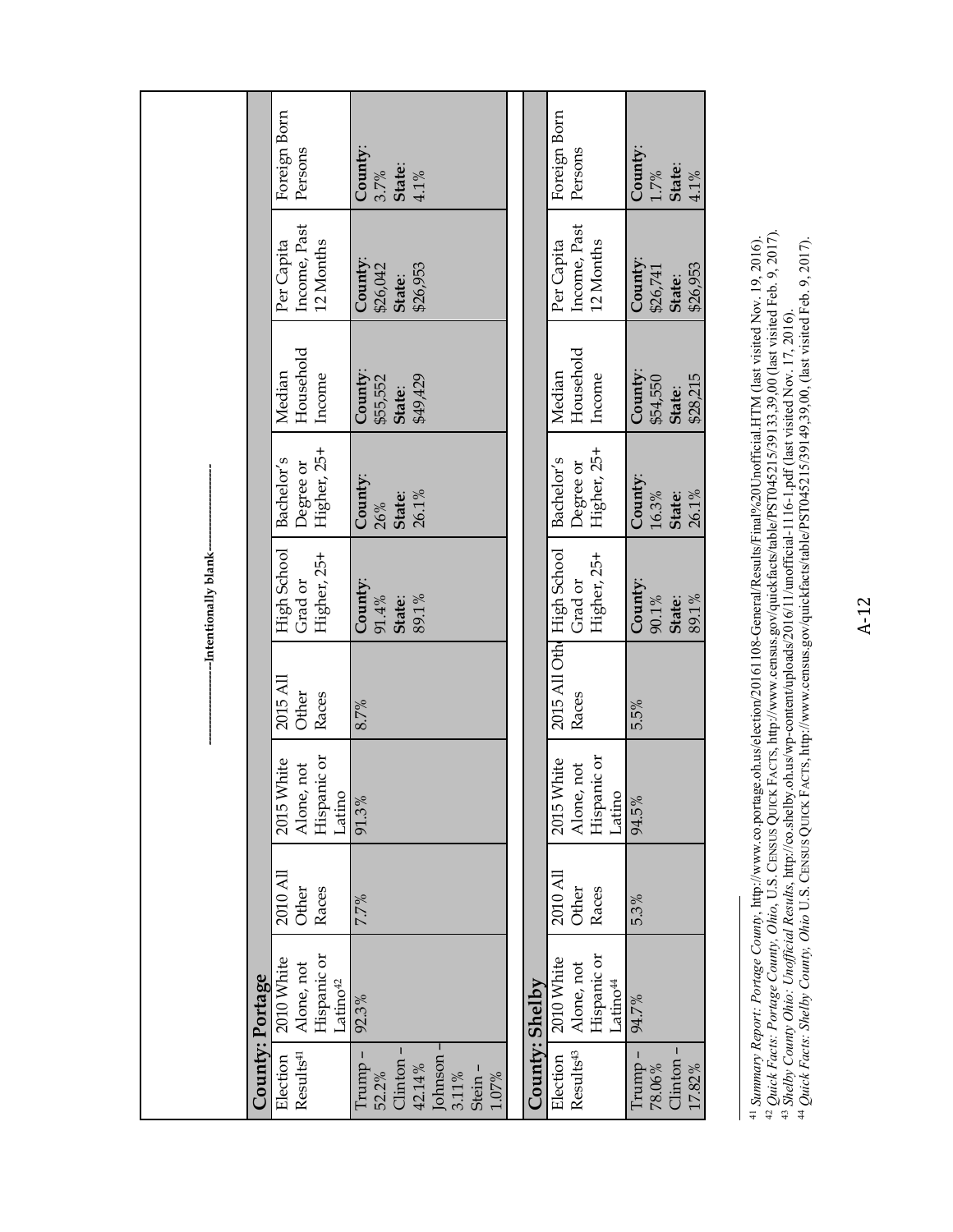------------------Intentionally blank------------------

**County: Portage**

| Election Results[41] | 2010 White Alone, not Hispanic or Latino[42] | 2010 All Other Races | 2015 White Alone, not Hispanic or Latino | 2015 All Other Races | High School Grad or Higher, 25+ | Bachelor's Degree or Higher, 25+ | Median Household Income | Per Capita Income, Past 12 Months | Foreign Born Persons |
|---|---|---|---|---|---|---|---|---|---|
| Trump – 52.2% Clinton – 42.14% Johnson – 3.11% Stein – 1.07% | 92.3% | 7.7% | 91.3% | 8.7% | **County**: 91.4% **State**: 89.1% | **County**: 26% **State**: 26.1% | **County**: $55,552 **State**: $49,429 | **County**: $26,042 **State**: $26,953 | **County**: 3.7% **State**: 4.1% |

**County: Shelby**

| Election Results[43] | 2010 White Alone, not Hispanic or Latino[44] | 2010 All Other Races | 2015 White Alone, not Hispanic or Latino | 2015 All Other Races | High School Grad or Higher, 25+ | Bachelor's Degree or Higher, 25+ | Median Household Income | Per Capita Income, Past 12 Months | Foreign Born Persons |
|---|---|---|---|---|---|---|---|---|---|
| Trump – 78.06% Clinton – 17.82% | 94.7% | 5.3% | 94.5% | 5.5% | **County**: 90.1% **State**: 89.1% | **County**: 16.3% **State**: 26.1% | **County**: $54,550 **State**: $28,215 | **County**: $26,741 **State**: $26,953 | **County**: 1.7% **State**: 4.1% |

---

[41] *Summary Report: Portage County*, http://www.co.portage.oh.us/election/20161108-General/Results/Final%20Unofficial.HTM (last visited Nov. 19, 2016).

[42] *Quick Facts: Portage County, Ohio*, U.S. CENSUS QUICK FACTS, http://www.census.gov/quickfacts/table/PST045215/39133,39,00 (last visited Feb. 9, 2017).

[43] *Shelby County Ohio: Unofficial Results*, http://co.shelby.oh.us/wp-content/uploads/2016/11/unofficial-1116-1.pdf (last visited Nov. 17, 2016).

[44] *Quick Facts: Shelby County, Ohio* U.S. CENSUS QUICK FACTS, http://www.census.gov/quickfacts/table/PST045215/39149,39,00, (last visited Feb. 9, 2017).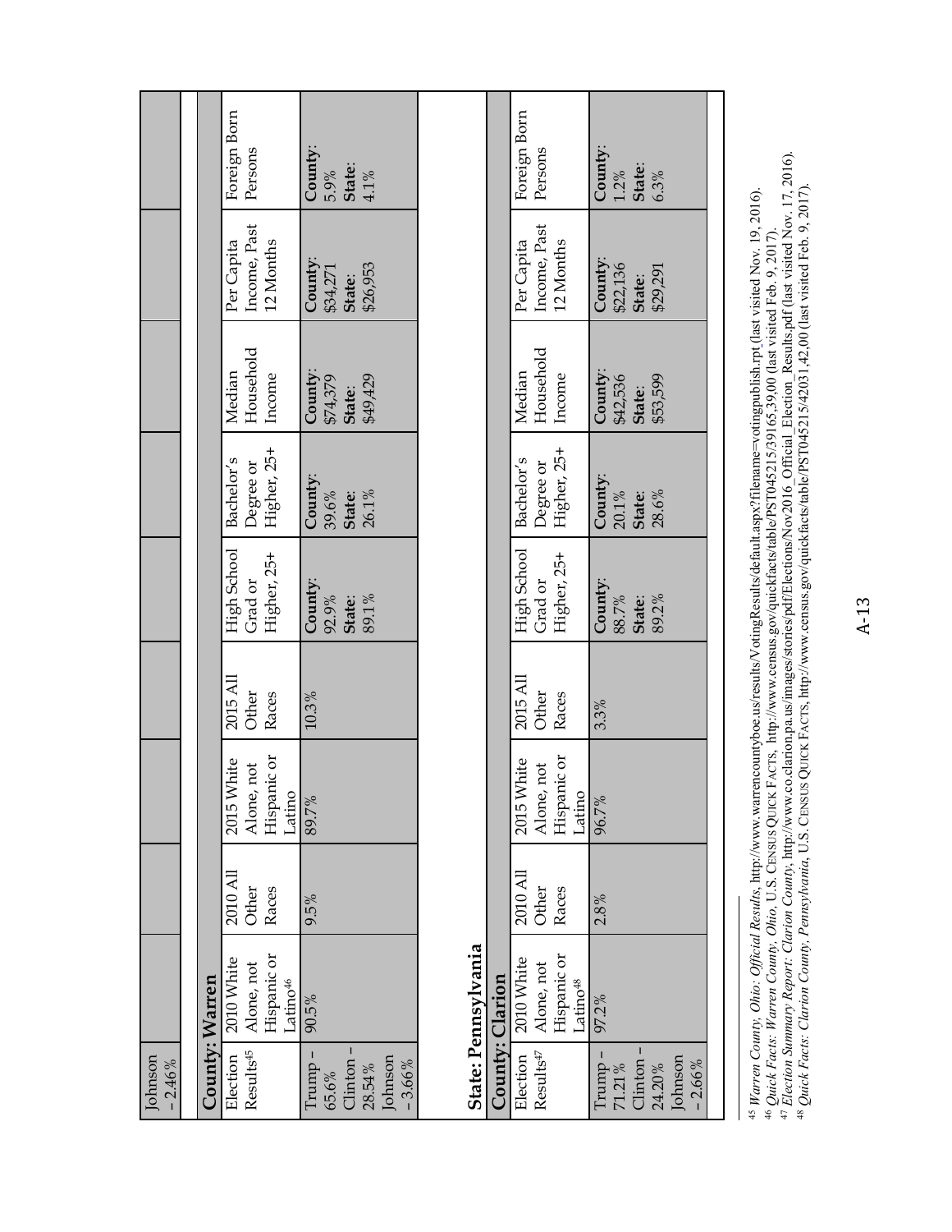| Johnson – 2.46% | | | | | | | | | |
|---|---|---|---|---|---|---|---|---|---|

**County: Warren**

| Election Results[45] | 2010 White Alone, not Hispanic or Latino[46] | 2010 All Other Races | 2015 White Alone, not Hispanic or Latino | 2015 All Other Races | High School Grad or Higher, 25+ | Bachelor's Degree or Higher, 25+ | Median Household Income | Per Capita Income, Past 12 Months | Foreign Born Persons |
|---|---|---|---|---|---|---|---|---|---|
| Trump – 65.6% Clinton – 28.54% Johnson – 3.66% | 90.5% | 9.5% | 89.7% | 10.3% | **County**: 92.9% **State**: 89.1% | **County**: 39.6% **State**: 26.1% | **County**: $74,379 **State**: $49,429 | **County**: $34,271 **State**: $26,953 | **County**: 5.9% **State**: 4.1% |

**State: Pennsylvania**

**County: Clarion**

| Election Results[47] | 2010 White Alone, not Hispanic or Latino[48] | 2010 All Other Races | 2015 White Alone, not Hispanic or Latino | 2015 All Other Races | High School Grad or Higher, 25+ | Bachelor's Degree or Higher, 25+ | Median Household Income | Per Capita Income, Past 12 Months | Foreign Born Persons |
|---|---|---|---|---|---|---|---|---|---|
| Trump – 71.21% Clinton – 24.20% Johnson – 2.66% | 97.2% | 2.8% | 96.7% | 3.3% | **County**: 88.7% **State**: 89.2% | **County**: 20.1% **State**: 28.6% | **County**: $42,536 **State**: $53,599 | **County**: $22,136 **State**: $29,291 | **County**: 1.2% **State**: 6.3% |

[45] *Warren County, Ohio: Official Results*, http://www.warrencountyboe.us/results/VotingResults/default.aspx?filename=votingpublish.rpt (last visited Nov. 19, 2016).

[46] *Quick Facts: Warren County, Ohio*, U.S. CENSUS QUICK FACTS, http://www.census.gov/quickfacts/table/PST045215/39165,39,00 (last visited Feb. 9, 2017).

[47] *Election Summary Report: Clarion County*, http://www.co.clarion.pa.us/images/stories/pdf/Elections/Nov2016_Official_Election_Results.pdf (last visited Nov. 17, 2016).

[48] *Quick Facts: Clarion County, Pennsylvania*, U.S. CENSUS QUICK FACTS, http://www.census.gov/quickfacts/table/PST045215/42031,42,00 (last visited Feb. 9, 2017).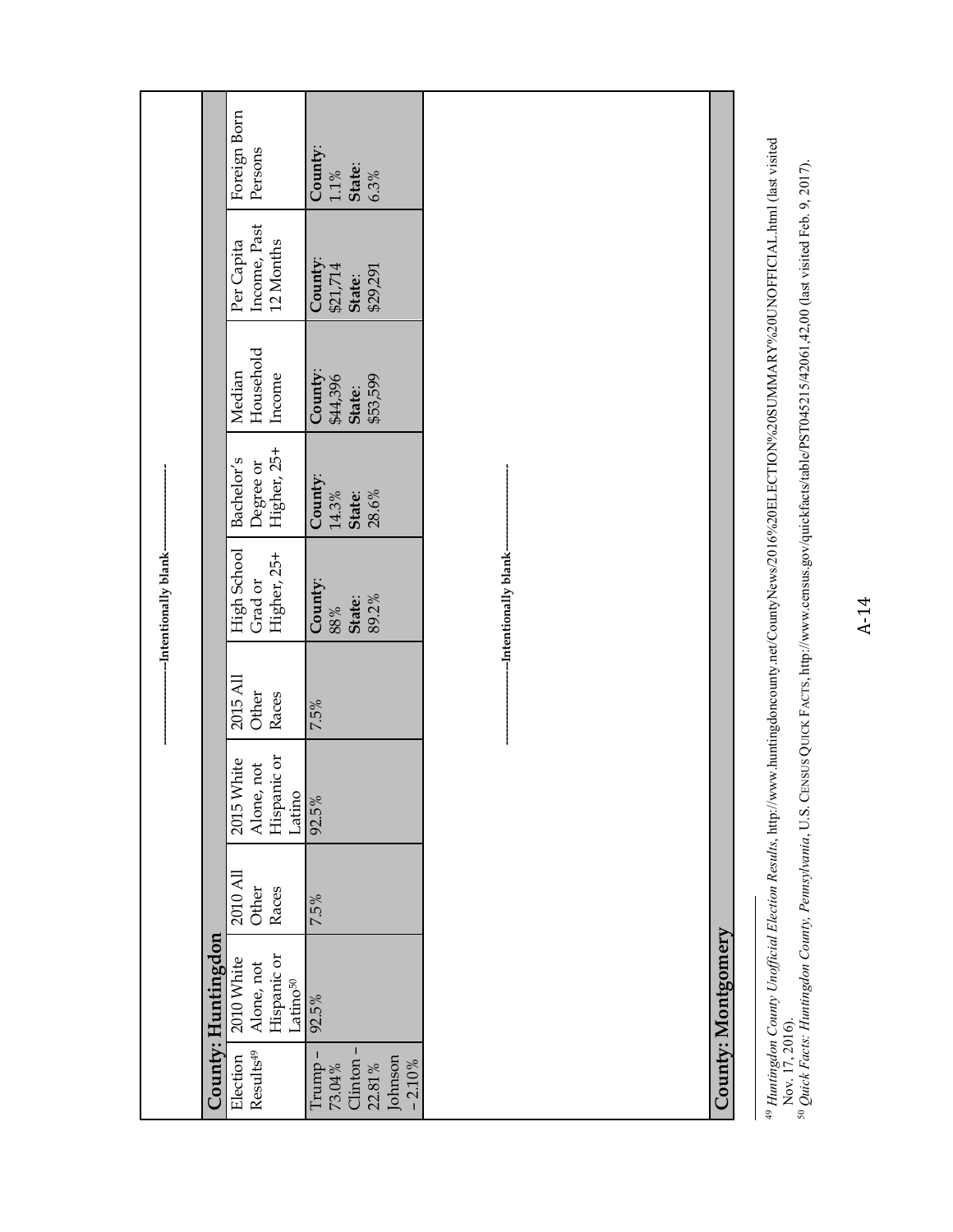-----------------------Intentionally blank-----------------------

**County: Huntingdon**

| Election Results[49] | 2010 White Alone, not Hispanic or Latino[50] | 2010 All Other Races | 2015 White Alone, not Hispanic or Latino | 2015 All Other Races | High School Grad or Higher, 25+ | Bachelor's Degree or Higher, 25+ | Median Household Income | Per Capita Income, Past 12 Months | Foreign Born Persons |
|---|---|---|---|---|---|---|---|---|---|
| Trump – 73.04% Clinton – 22.81% Johnson – 2.10% | 92.5% | 7.5% | 92.5% | 7.5% | **County**: 88% **State**: 89.2% | **County**: 14.3% **State**: 28.6% | **County**: $44,396 **State**: $53,599 | **County**: $21,714 **State**: $29,291 | **County**: 1.1% **State**: 6.3% |

-----------------------Intentionally blank-----------------------

**County: Montgomery**

---

[49] *Huntingdon County Unofficial Election Results*, http://www.huntingdoncounty.net/CountyNews/2016%20ELECTION%20SUMMARY%20UNOFFICIAL.html (last visited Nov. 17, 2016).

[50] *Quick Facts: Huntingdon County, Pennsylvania*, U.S. CENSUS QUICK FACTS, http://www.census.gov/quickfacts/table/PST045215/42061,42,00 (last visited Feb. 9, 2017).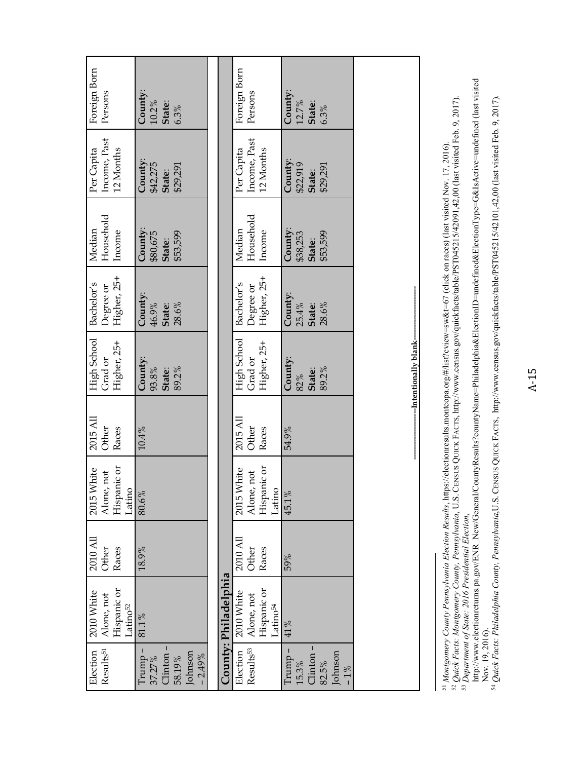| Election Results[51] | 2010 White Alone, not Hispanic or Latino[52] | 2010 All Other Races | 2015 White Alone, not Hispanic or Latino | 2015 All Other Races | High School Grad or Higher, 25+ | Bachelor's Degree or Higher, 25+ | Median Household Income | Per Capita Income, Past 12 Months | Foreign Born Persons |
|---|---|---|---|---|---|---|---|---|---|
| Trump – 37.27% Clinton – 58.19% Johnson – 2.49% | 81.1% | 18.9% | 80.6% | 10.4% | **County**: 93.8% **State**: 89.2% | **County**: 46.9% **State**: 28.6% | **County**: $80,675 **State**: $53,599 | **County**: $42,275 **State**: $29,291 | **County**: 10.2% **State**: 6.3% |

**County: Philadelphia**

| Election Results[53] | 2010 White Alone, not Hispanic or Latino[54] | 2010 All Other Races | 2015 White Alone, not Hispanic or Latino | 2015 All Other Races | High School Grad or Higher, 25+ | Bachelor's Degree or Higher, 25+ | Median Household Income | Per Capita Income, Past 12 Months | Foreign Born Persons |
|---|---|---|---|---|---|---|---|---|---|
| Trump – 15.3% Clinton – 82.5% Johnson – 1% | 41% | 59% | 45.1% | 54.9% | **County**: 82% **State**: 89.2% | **County**: 25.4% **State**: 28.6% | **County**: $38,253 **State**: $53,599 | **County**: $22,919 **State**: $29,291 | **County**: 12.7% **State**: 6.3% |

-----------------Intentionally blank-----------------

[51] *Montgomery County Pennsylvania Election Results*, https://electionresults.montcopa.org/#/list?cview=sw&t=67 (click on races) (last visited Nov. 17, 2016).

[52] *Quick Facts: Montgomery County, Pennsylvania*, U.S. CENSUS QUICK FACTS, http://www.census.gov/quickfacts/table/PST045215/42091,42,00 (last visited Feb. 9, 2017).

[53] *Department of State: 2016 Presidential Election*, http://www.electionreturns.pa.gov/ENR_New/General/CountyResults?countyName=Philadelphia&ElectionID=undefined&ElectionType=G&IsActive=undefined (last visited Nov. 19, 2016).

[54] *Quick Facts: Philadelphia County, Pennsylvania*, U.S. CENSUS QUICK FACTS, http://www.census.gov/quickfacts/table/PST045215/42101,42,00 (last visited Feb. 9, 2017).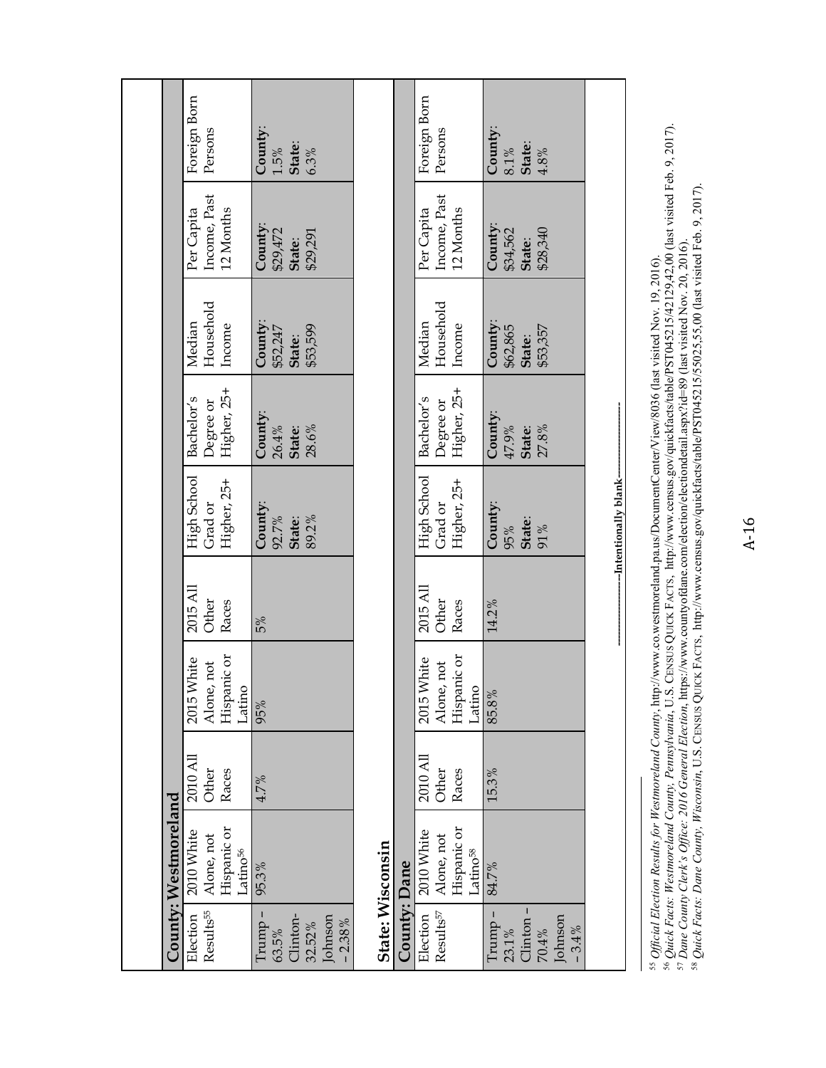**County: Westmoreland**

| Election Results[55] | 2010 White Alone, not Hispanic or Latino[56] | 2010 All Other Races | 2015 White Alone, not Hispanic or Latino | 2015 All Other Races | High School Grad or Higher, 25+ | Bachelor's Degree or Higher, 25+ | Median Household Income | Per Capita Income, Past 12 Months | Foreign Born Persons |
|---|---|---|---|---|---|---|---|---|---|
| Trump – 63.5% Clinton- 32.52% Johnson – 2.38% | 95.3% | 4.7% | 95% | 5% | **County**: 92.7% **State**: 89.2% | **County**: 26.4% **State**: 28.6% | **County**: $52,247 **State**: $53,599 | **County**: $29,472 **State**: $29,291 | **County**: 1.5% **State**: 6.3% |

**State: Wisconsin**

**County: Dane**

| Election Results[57] | 2010 White Alone, not Hispanic or Latino[58] | 2010 All Other Races | 2015 White Alone, not Hispanic or Latino | 2015 All Other Races | High School Grad or Higher, 25+ | Bachelor's Degree or Higher, 25+ | Median Household Income | Per Capita Income, Past 12 Months | Foreign Born Persons |
|---|---|---|---|---|---|---|---|---|---|
| Trump – 23.1% Clinton – 70.4% Johnson – 3.4% | 84.7% | 15.3% | 85.8% | 14.2% | **County**: 95% **State**: 91% | **County**: 47.9% **State**: 27.8% | **County**: $62,865 **State**: $53,357 | **County**: $34,562 **State**: $28,340 | **County**: 8.1% **State**: 4.8% |

-----------------------Intentionally blank-----------------------

[55] *Official Election Results for Westmoreland County*, http://www.co.westmoreland.pa.us/DocumentCenter/View/8036 (last visited Nov. 19, 2016).

[56] *Quick Facts: Westmoreland County, Pennsylvania*, U.S. CENSUS QUICK FACTS, http://www.census.gov/quickfacts/table/PST045215/42129,42,00 (last visited Feb. 9, 2017).

[57] *Dane County Clerk's Office: 2016 General Election*, https://www.countyofdane.com/election/electiondetail.aspx?id=89 (last visited Nov. 20, 2016).

[58] *Quick Facts: Dane County, Wisconsin*, U.S. CENSUS QUICK FACTS, http://www.census.gov/quickfacts/table/PST045215/55025,55,00 (last visited Feb. 9, 2017).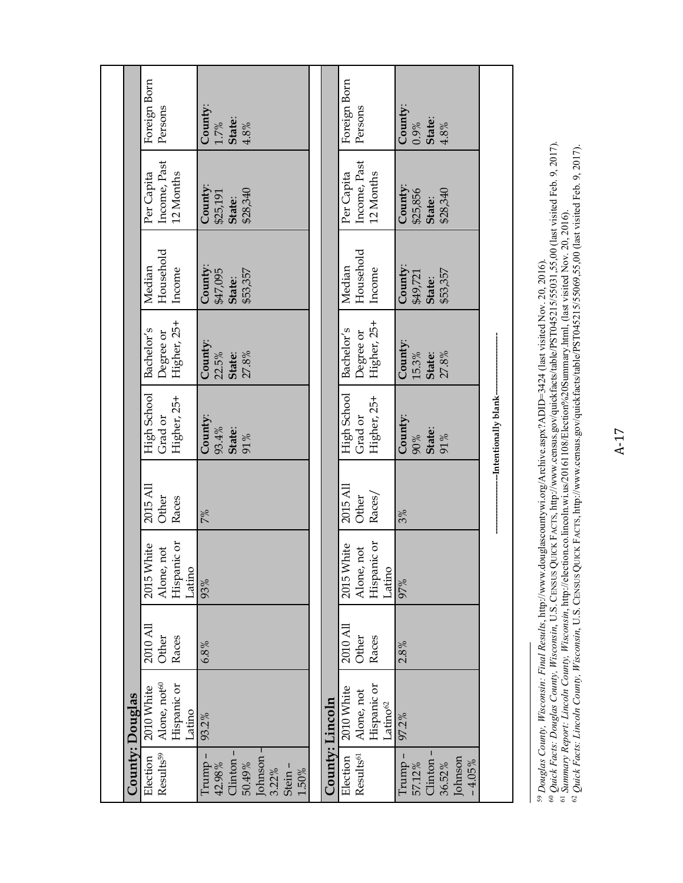**County: Douglas**

| Election Results[59] | 2010 White Alone, not[60] Hispanic or Latino | 2010 All Other Races | 2015 White Alone, not Hispanic or Latino | 2015 All Other Races | High School Grad or Higher, 25+ | Bachelor's Degree or Higher, 25+ | Median Household Income | Per Capita Income, Past 12 Months | Foreign Born Persons |
|---|---|---|---|---|---|---|---|---|---|
| Trump – 42.98% Clinton – 50.49% Johnson – 3.22% Stein – 1.50% | 93.2% | 6.8% | 93% | 7% | **County**: 93.4% **State**: 91% | **County**: 22.5% **State**: 27.8% | **County**: $47,095 **State**: $53,357 | **County**: $25,191 **State**: $28,340 | **County**: 1.7% **State**: 4.8% |

**County: Lincoln**

| Election Results[61] | 2010 White Alone, not Hispanic or Latino[62] | 2010 All Other Races | 2015 White Alone, not Hispanic or Latino | 2015 All Other Races/ | High School Grad or Higher, 25+ | Bachelor's Degree or Higher, 25+ | Median Household Income | Per Capita Income, Past 12 Months | Foreign Born Persons |
|---|---|---|---|---|---|---|---|---|---|
| Trump – 57.12% Clinton – 36.52% Johnson – 4.05% | 97.2% | 2.8% | 97% | 3% | **County**: 90% **State**: 91% | **County**: 15.3% **State**: 27.8% | **County**: $49,721 **State**: $53,357 | **County**: $25,856 **State**: $28,340 | **County**: 0.9% **State**: 4.8% |

-----------------Intentionally blank-----------------

[59] *Douglas County, Wisconsin: Final Results*, http://www.douglascountywi.org/Archive.aspx?ADID=3424 (last visited Nov. 20, 2016).
[60] *Quick Facts: Douglas County, Wisconsin*, U.S. Census Quick Facts, http://www.census.gov/quickfacts/table/PST045215/55031,55,00 (last visited Feb. 9, 2017).
[61] *Summary Report: Lincoln County, Wisconsin*, http://election.co.lincoln.wi.us/20161108/Election%20Summary.html, (last visited Nov. 20, 2016).
[62] *Quick Facts: Lincoln County, Wisconsin*, U.S. Census Quick Facts, http://www.census.gov/quickfacts/table/PST045215/55069,55,00 (last visited Feb. 9, 2017).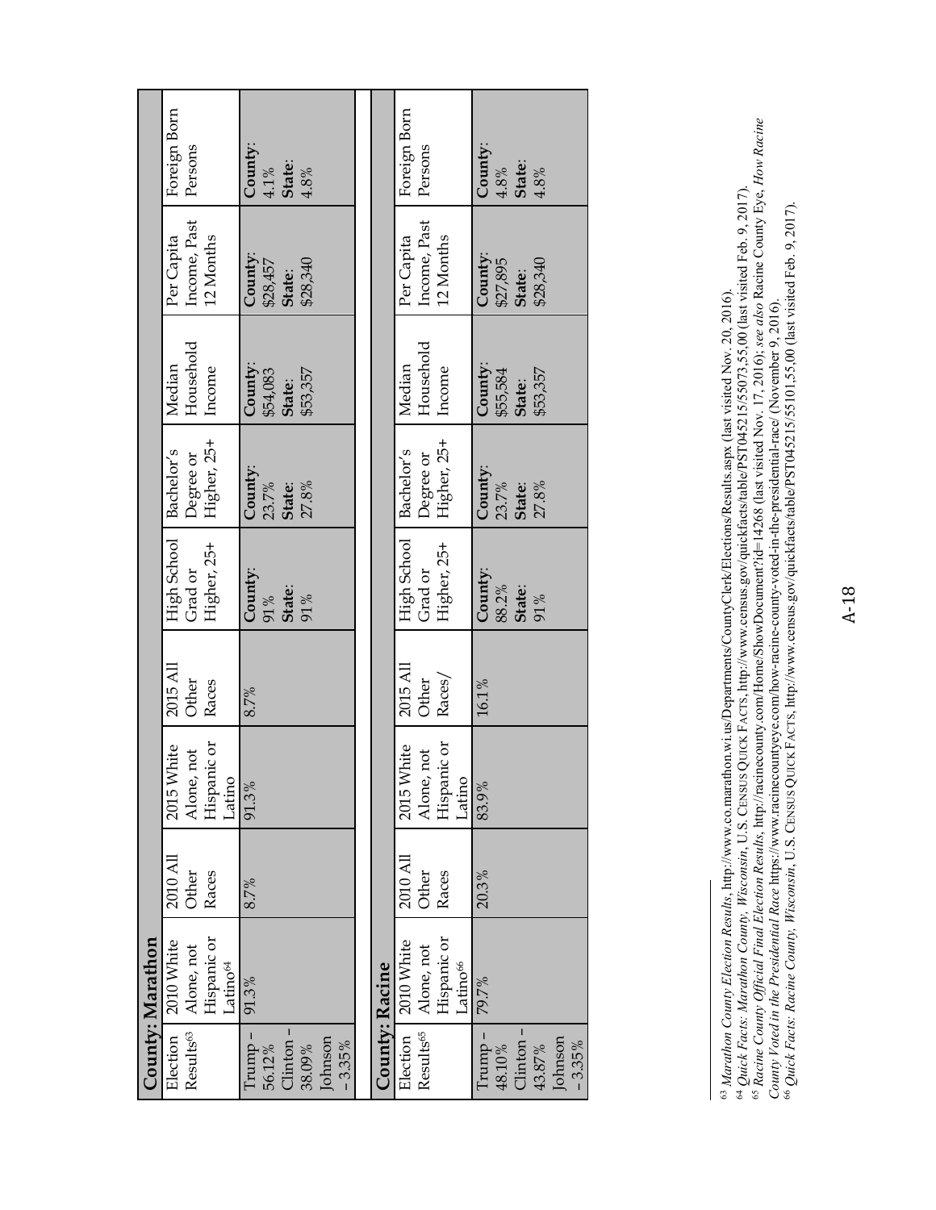**County: Marathon**

| Election Results[63] | 2010 White Alone, not Hispanic or Latino[64] | 2010 All Other Races | 2015 White Alone, not Hispanic or Latino | 2015 All Other Races | High School Grad or Higher, 25+ | Bachelor's Degree or Higher, 25+ | Median Household Income | Per Capita Income, Past 12 Months | Foreign Born Persons |
|---|---|---|---|---|---|---|---|---|---|
| Trump – 56.12% Clinton – 38.09% Johnson – 3.35% | 91.3% | 8.7% | 91.3% | 8.7% | **County**: 91% **State**: 91% | **County**: 23.7% **State**: 27.8% | **County**: $54,083 **State**: $53,357 | **County**: $28,457 **State**: $28,340 | **County**: 4.1% **State**: 4.8% |

**County: Racine**

| Election Results[65] | 2010 White Alone, not Hispanic or Latino[66] | 2010 All Other Races | 2015 White Alone, not Hispanic or Latino | 2015 All Other Races/ | High School Grad or Higher, 25+ | Bachelor's Degree or Higher, 25+ | Median Household Income | Per Capita Income, Past 12 Months | Foreign Born Persons |
|---|---|---|---|---|---|---|---|---|---|
| Trump – 48.10% Clinton – 43.87% Johnson – 3.35% | 79.7% | 20.3% | 83.9% | 16.1% | **County**: 88.2% **State**: 91% | **County**: 23.7% **State**: 27.8% | **County**: $55,584 **State**: $53,357 | **County**: $27,895 **State**: $28,340 | **County**: 4.8% **State**: 4.8% |

[63] *Marathon County Election Results*, http://www.co.marathon.wi.us/Departments/CountyClerk/Elections/Results.aspx (last visited Nov. 20, 2016).

[64] *Quick Facts: Marathon County, Wisconsin*, U.S. CENSUS QUICK FACTS, http://www.census.gov/quickfacts/table/PST045215/55073,55,00 (last visited Feb. 9, 2017).

[65] *Racine County Official Final Election Results*, http://racinecounty.com/Home/ShowDocument?id=14268 (last visited Nov. 17, 2016); *see also* Racine County Eye, *How Racine County Voted in the Presidential Race* https://www.racinecountyeye.com/how-racine-county-voted-in-the-presidential-race/ (November 9, 2016).

[66] *Quick Facts: Racine County, Wisconsin*, U.S. CENSUS QUICK FACTS, http://www.census.gov/quickfacts/table/PST045215/55101,55,00 (last visited Feb. 9, 2017).